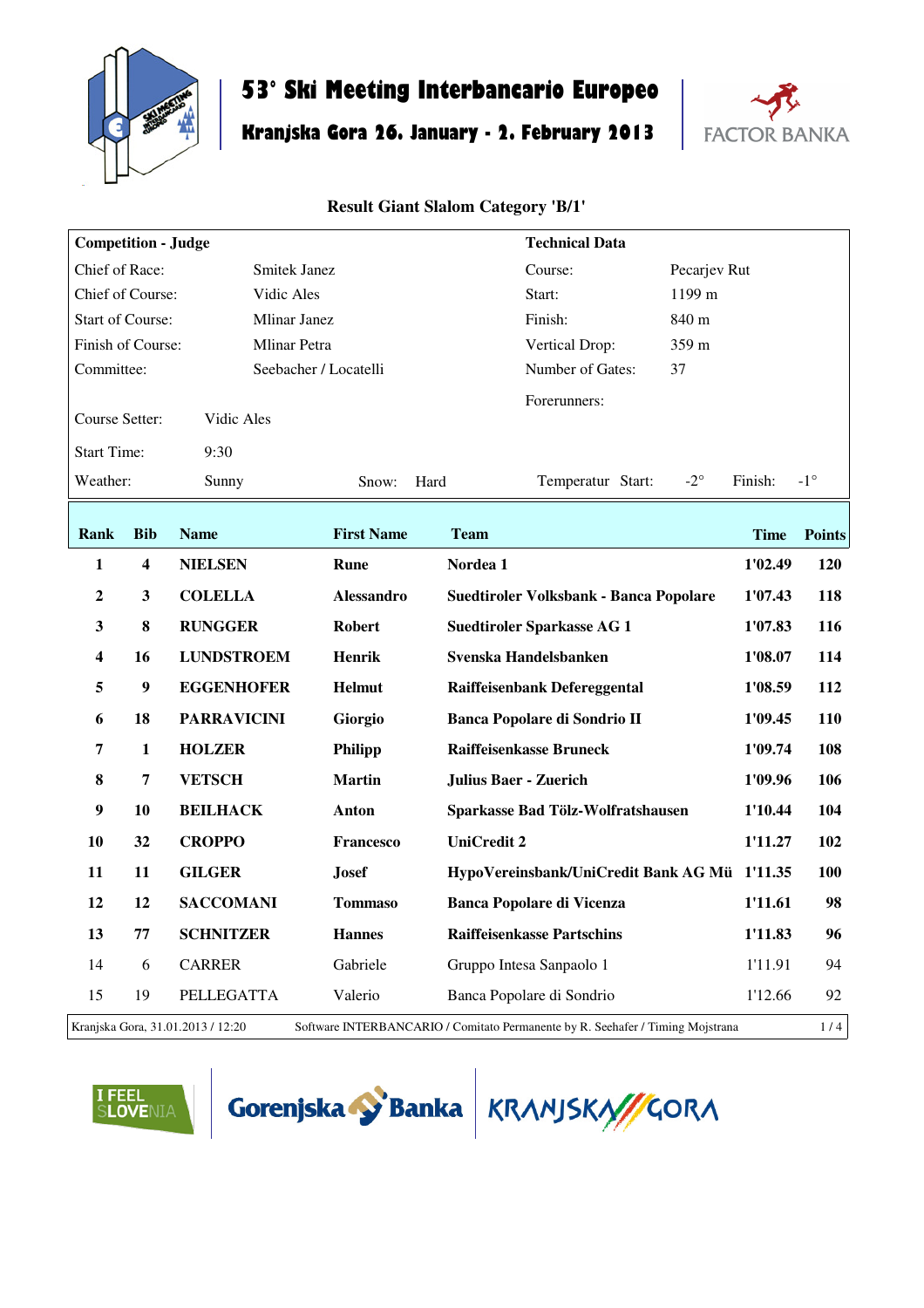# 53° Ski Meeting Interbancario Europeo

## Kranjska Gora 26. January - 2. February 2013

FACTOR BANKA

### Result Giant Slalom Category 'B/1'

| **Competition - Judge** | | **Technical Data** | |
|---|---|---|---|
| Chief of Race: | Smitek Janez | Course: | Pecarjev Rut |
| Chief of Course: | Vidic Ales | Start: | 1199 m |
| Start of Course: | Mlinar Janez | Finish: | 840 m |
| Finish of Course: | Mlinar Petra | Vertical Drop: | 359 m |
| Committee: | Seebacher / Locatelli | Number of Gates: | 37 |
| | | Forerunners: | |
| Course Setter: | Vidic Ales | | |
| Start Time: | 9:30 | | |
| Weather: | Sunny | Snow: Hard | Temperatur Start: -2° Finish: -1° |

| Rank | Bib | Name | First Name | Team | Time | Points |
|---|---|---|---|---|---|---|
| **1** | **4** | **NIELSEN** | **Rune** | **Nordea 1** | **1'02.49** | **120** |
| **2** | **3** | **COLELLA** | **Alessandro** | **Suedtiroler Volksbank - Banca Popolare** | **1'07.43** | **118** |
| **3** | **8** | **RUNGGER** | **Robert** | **Suedtiroler Sparkasse AG 1** | **1'07.83** | **116** |
| **4** | **16** | **LUNDSTROEM** | **Henrik** | **Svenska Handelsbanken** | **1'08.07** | **114** |
| **5** | **9** | **EGGENHOFER** | **Helmut** | **Raiffeisenbank Defereggental** | **1'08.59** | **112** |
| **6** | **18** | **PARRAVICINI** | **Giorgio** | **Banca Popolare di Sondrio II** | **1'09.45** | **110** |
| **7** | **1** | **HOLZER** | **Philipp** | **Raiffeisenkasse Bruneck** | **1'09.74** | **108** |
| **8** | **7** | **VETSCH** | **Martin** | **Julius Baer - Zuerich** | **1'09.96** | **106** |
| **9** | **10** | **BEILHACK** | **Anton** | **Sparkasse Bad Tölz-Wolfratshausen** | **1'10.44** | **104** |
| **10** | **32** | **CROPPO** | **Francesco** | **UniCredit 2** | **1'11.27** | **102** |
| **11** | **11** | **GILGER** | **Josef** | **HypoVereinsbank/UniCredit Bank AG Mü** | **1'11.35** | **100** |
| **12** | **12** | **SACCOMANI** | **Tommaso** | **Banca Popolare di Vicenza** | **1'11.61** | **98** |
| **13** | **77** | **SCHNITZER** | **Hannes** | **Raiffeisenkasse Partschins** | **1'11.83** | **96** |
| 14 | 6 | CARRER | Gabriele | Gruppo Intesa Sanpaolo 1 | 1'11.91 | 94 |
| 15 | 19 | PELLEGATTA | Valerio | Banca Popolare di Sondrio | 1'12.66 | 92 |

Kranjska Gora, 31.01.2013 / 12:20 — Software INTERBANCARIO / Comitato Permanente by R. Seehafer / Timing Mojstrana

I FEEL SLOVENIA — Gorenjska Banka — KRANJSKA GORA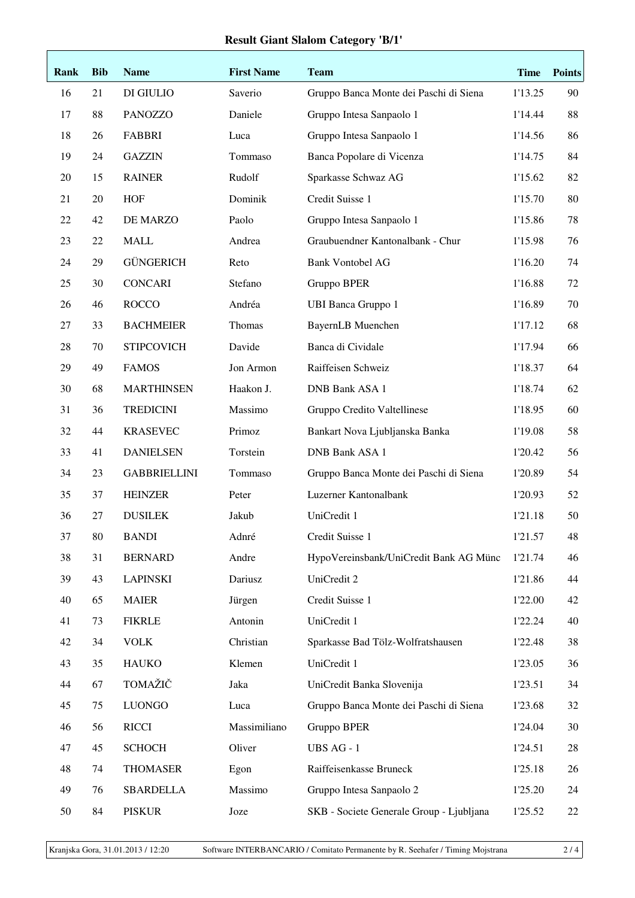# Result Giant Slalom Category 'B/1'

| Rank | Bib | Name | First Name | Team | Time | Points |
|---|---|---|---|---|---|---|
| 16 | 21 | DI GIULIO | Saverio | Gruppo Banca Monte dei Paschi di Siena | 1'13.25 | 90 |
| 17 | 88 | PANOZZO | Daniele | Gruppo Intesa Sanpaolo 1 | 1'14.44 | 88 |
| 18 | 26 | FABBRI | Luca | Gruppo Intesa Sanpaolo 1 | 1'14.56 | 86 |
| 19 | 24 | GAZZIN | Tommaso | Banca Popolare di Vicenza | 1'14.75 | 84 |
| 20 | 15 | RAINER | Rudolf | Sparkasse Schwaz AG | 1'15.62 | 82 |
| 21 | 20 | HOF | Dominik | Credit Suisse 1 | 1'15.70 | 80 |
| 22 | 42 | DE MARZO | Paolo | Gruppo Intesa Sanpaolo 1 | 1'15.86 | 78 |
| 23 | 22 | MALL | Andrea | Graubuendner Kantonalbank - Chur | 1'15.98 | 76 |
| 24 | 29 | GÜNGERICH | Reto | Bank Vontobel AG | 1'16.20 | 74 |
| 25 | 30 | CONCARI | Stefano | Gruppo BPER | 1'16.88 | 72 |
| 26 | 46 | ROCCO | Andréa | UBI Banca Gruppo 1 | 1'16.89 | 70 |
| 27 | 33 | BACHMEIER | Thomas | BayernLB Muenchen | 1'17.12 | 68 |
| 28 | 70 | STIPCOVICH | Davide | Banca di Cividale | 1'17.94 | 66 |
| 29 | 49 | FAMOS | Jon Armon | Raiffeisen Schweiz | 1'18.37 | 64 |
| 30 | 68 | MARTHINSEN | Haakon J. | DNB Bank ASA 1 | 1'18.74 | 62 |
| 31 | 36 | TREDICINI | Massimo | Gruppo Credito Valtellinese | 1'18.95 | 60 |
| 32 | 44 | KRASEVEC | Primoz | Bankart Nova Ljubljanska Banka | 1'19.08 | 58 |
| 33 | 41 | DANIELSEN | Torstein | DNB Bank ASA 1 | 1'20.42 | 56 |
| 34 | 23 | GABBRIELLINI | Tommaso | Gruppo Banca Monte dei Paschi di Siena | 1'20.89 | 54 |
| 35 | 37 | HEINZER | Peter | Luzerner Kantonalbank | 1'20.93 | 52 |
| 36 | 27 | DUSILEK | Jakub | UniCredit 1 | 1'21.18 | 50 |
| 37 | 80 | BANDI | Adnré | Credit Suisse 1 | 1'21.57 | 48 |
| 38 | 31 | BERNARD | Andre | HypoVereinsbank/UniCredit Bank AG Münc | 1'21.74 | 46 |
| 39 | 43 | LAPINSKI | Dariusz | UniCredit 2 | 1'21.86 | 44 |
| 40 | 65 | MAIER | Jürgen | Credit Suisse 1 | 1'22.00 | 42 |
| 41 | 73 | FIKRLE | Antonin | UniCredit 1 | 1'22.24 | 40 |
| 42 | 34 | VOLK | Christian | Sparkasse Bad Tölz-Wolfratshausen | 1'22.48 | 38 |
| 43 | 35 | HAUKO | Klemen | UniCredit 1 | 1'23.05 | 36 |
| 44 | 67 | TOMAŽIČ | Jaka | UniCredit Banka Slovenija | 1'23.51 | 34 |
| 45 | 75 | LUONGO | Luca | Gruppo Banca Monte dei Paschi di Siena | 1'23.68 | 32 |
| 46 | 56 | RICCI | Massimiliano | Gruppo BPER | 1'24.04 | 30 |
| 47 | 45 | SCHOCH | Oliver | UBS AG - 1 | 1'24.51 | 28 |
| 48 | 74 | THOMASER | Egon | Raiffeisenkasse Bruneck | 1'25.18 | 26 |
| 49 | 76 | SBARDELLA | Massimo | Gruppo Intesa Sanpaolo 2 | 1'25.20 | 24 |
| 50 | 84 | PISKUR | Joze | SKB - Societe Generale Group - Ljubljana | 1'25.52 | 22 |

Kranjska Gora, 31.01.2013 / 12:20 Software INTERBANCARIO / Comitato Permanente by R. Seehafer / Timing Mojstrana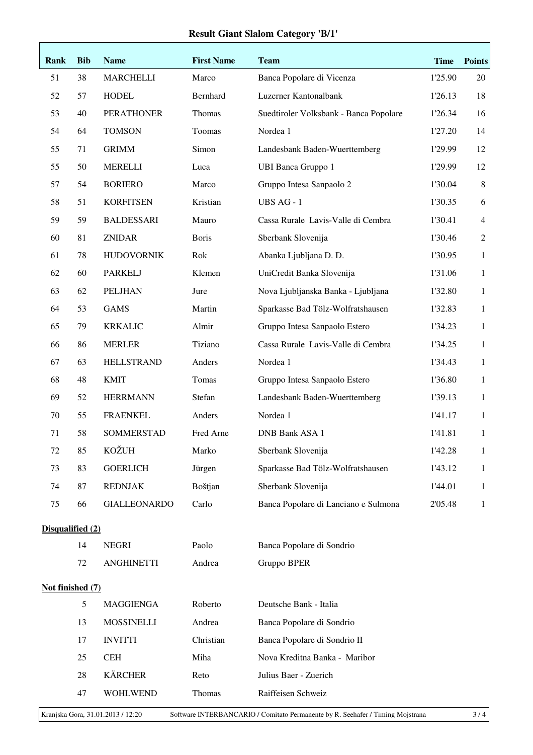# Result Giant Slalom Category 'B/1'

| Rank | Bib | Name | First Name | Team | Time | Points |
|---|---|---|---|---|---|---|
| 51 | 38 | MARCHELLI | Marco | Banca Popolare di Vicenza | 1'25.90 | 20 |
| 52 | 57 | HODEL | Bernhard | Luzerner Kantonalbank | 1'26.13 | 18 |
| 53 | 40 | PERATHONER | Thomas | Suedtiroler Volksbank - Banca Popolare | 1'26.34 | 16 |
| 54 | 64 | TOMSON | Toomas | Nordea 1 | 1'27.20 | 14 |
| 55 | 71 | GRIMM | Simon | Landesbank Baden-Wuerttemberg | 1'29.99 | 12 |
| 55 | 50 | MERELLI | Luca | UBI Banca Gruppo 1 | 1'29.99 | 12 |
| 57 | 54 | BORIERO | Marco | Gruppo Intesa Sanpaolo 2 | 1'30.04 | 8 |
| 58 | 51 | KORFITSEN | Kristian | UBS AG - 1 | 1'30.35 | 6 |
| 59 | 59 | BALDESSARI | Mauro | Cassa Rurale Lavis-Valle di Cembra | 1'30.41 | 4 |
| 60 | 81 | ZNIDAR | Boris | Sberbank Slovenija | 1'30.46 | 2 |
| 61 | 78 | HUDOVORNIK | Rok | Abanka Ljubljana D. D. | 1'30.95 | 1 |
| 62 | 60 | PARKELJ | Klemen | UniCredit Banka Slovenija | 1'31.06 | 1 |
| 63 | 62 | PELJHAN | Jure | Nova Ljubljanska Banka - Ljubljana | 1'32.80 | 1 |
| 64 | 53 | GAMS | Martin | Sparkasse Bad Tölz-Wolfratshausen | 1'32.83 | 1 |
| 65 | 79 | KRKALIC | Almir | Gruppo Intesa Sanpaolo Estero | 1'34.23 | 1 |
| 66 | 86 | MERLER | Tiziano | Cassa Rurale Lavis-Valle di Cembra | 1'34.25 | 1 |
| 67 | 63 | HELLSTRAND | Anders | Nordea 1 | 1'34.43 | 1 |
| 68 | 48 | KMIT | Tomas | Gruppo Intesa Sanpaolo Estero | 1'36.80 | 1 |
| 69 | 52 | HERRMANN | Stefan | Landesbank Baden-Wuerttemberg | 1'39.13 | 1 |
| 70 | 55 | FRAENKEL | Anders | Nordea 1 | 1'41.17 | 1 |
| 71 | 58 | SOMMERSTAD | Fred Arne | DNB Bank ASA 1 | 1'41.81 | 1 |
| 72 | 85 | KOŽUH | Marko | Sberbank Slovenija | 1'42.28 | 1 |
| 73 | 83 | GOERLICH | Jürgen | Sparkasse Bad Tölz-Wolfratshausen | 1'43.12 | 1 |
| 74 | 87 | REDNJAK | Boštjan | Sberbank Slovenija | 1'44.01 | 1 |
| 75 | 66 | GIALLEONARDO | Carlo | Banca Popolare di Lanciano e Sulmona | 2'05.48 | 1 |

**Disqualified (2)**

| Bib | Name | First Name | Team |
|---|---|---|---|
| 14 | NEGRI | Paolo | Banca Popolare di Sondrio |
| 72 | ANGHINETTI | Andrea | Gruppo BPER |

**Not finished (7)**

| Bib | Name | First Name | Team |
|---|---|---|---|
| 5 | MAGGIENGA | Roberto | Deutsche Bank - Italia |
| 13 | MOSSINELLI | Andrea | Banca Popolare di Sondrio |
| 17 | INVITTI | Christian | Banca Popolare di Sondrio II |
| 25 | CEH | Miha | Nova Kreditna Banka - Maribor |
| 28 | KÄRCHER | Reto | Julius Baer - Zuerich |
| 47 | WOHLWEND | Thomas | Raiffeisen Schweiz |

Kranjska Gora, 31.01.2013 / 12:20 — Software INTERBANCARIO / Comitato Permanente by R. Seehafer / Timing Mojstrana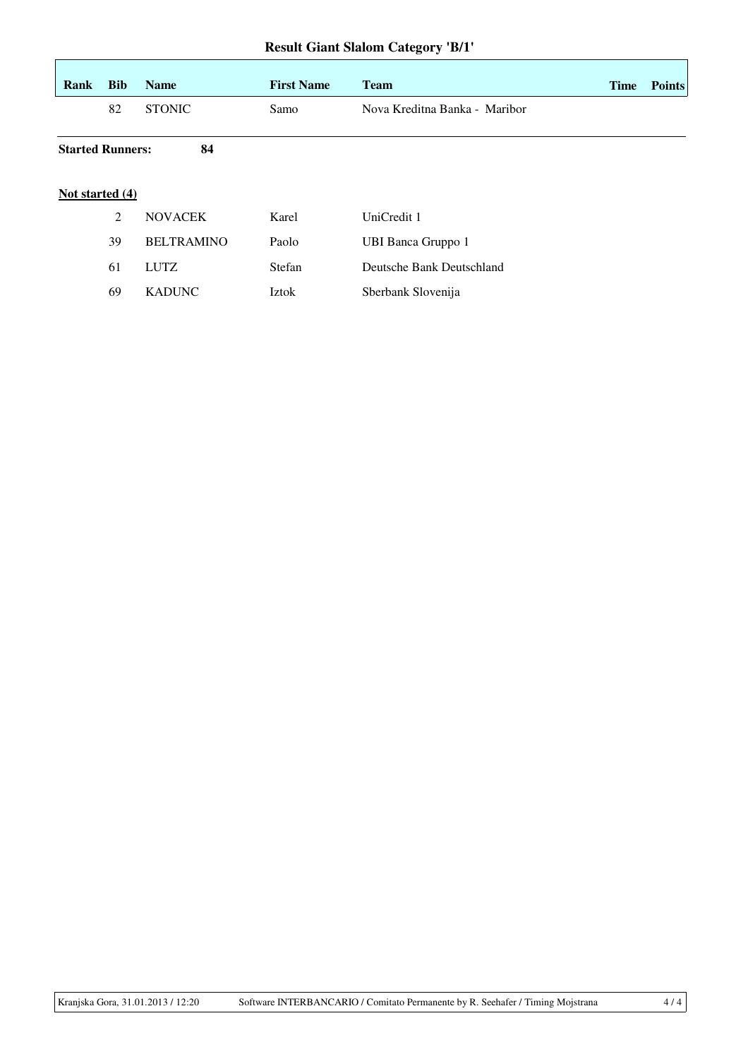# Result Giant Slalom Category 'B/1'

| Rank | Bib | Name | First Name | Team | Time | Points |
|---|---|---|---|---|---|---|
| | 82 | STONIC | Samo | Nova Kreditna Banka - Maribor | | |

**Started Runners:** **84**

**Not started (4)**

| | | | |
|---|---|---|---|
| 2 | NOVACEK | Karel | UniCredit 1 |
| 39 | BELTRAMINO | Paolo | UBI Banca Gruppo 1 |
| 61 | LUTZ | Stefan | Deutsche Bank Deutschland |
| 69 | KADUNC | Iztok | Sberbank Slovenija |

Kranjska Gora, 31.01.2013 / 12:20    Software INTERBANCARIO / Comitato Permanente by R. Seehafer / Timing Mojstrana